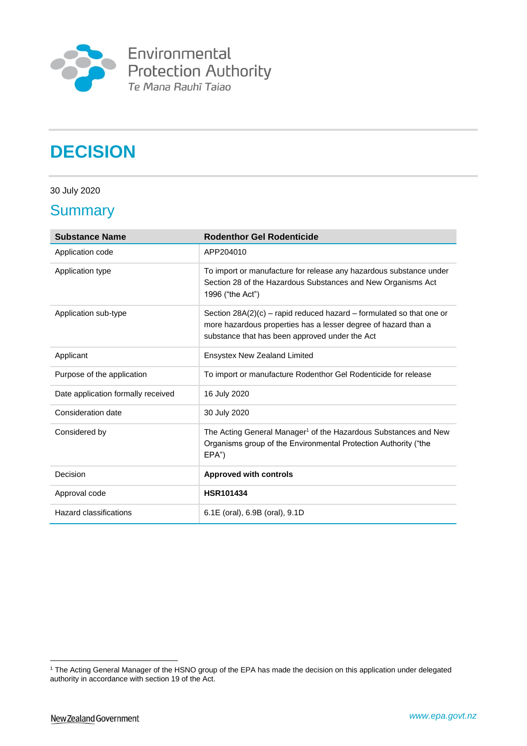Environmental Protection Authority
Te Mana Rauhī Taiao

# DECISION

30 July 2020

## Summary

| Substance Name | Rodenthor Gel Rodenticide |
| --- | --- |
| Application code | APP204010 |
| Application type | To import or manufacture for release any hazardous substance under Section 28 of the Hazardous Substances and New Organisms Act 1996 ("the Act") |
| Application sub-type | Section 28A(2)(c) – rapid reduced hazard – formulated so that one or more hazardous properties has a lesser degree of hazard than a substance that has been approved under the Act |
| Applicant | Ensystex New Zealand Limited |
| Purpose of the application | To import or manufacture Rodenthor Gel Rodenticide for release |
| Date application formally received | 16 July 2020 |
| Consideration date | 30 July 2020 |
| Considered by | The Acting General Manager[1] of the Hazardous Substances and New Organisms group of the Environmental Protection Authority ("the EPA") |
| Decision | **Approved with controls** |
| Approval code | **HSR101434** |
| Hazard classifications | 6.1E (oral), 6.9B (oral), 9.1D |

[1] The Acting General Manager of the HSNO group of the EPA has made the decision on this application under delegated authority in accordance with section 19 of the Act.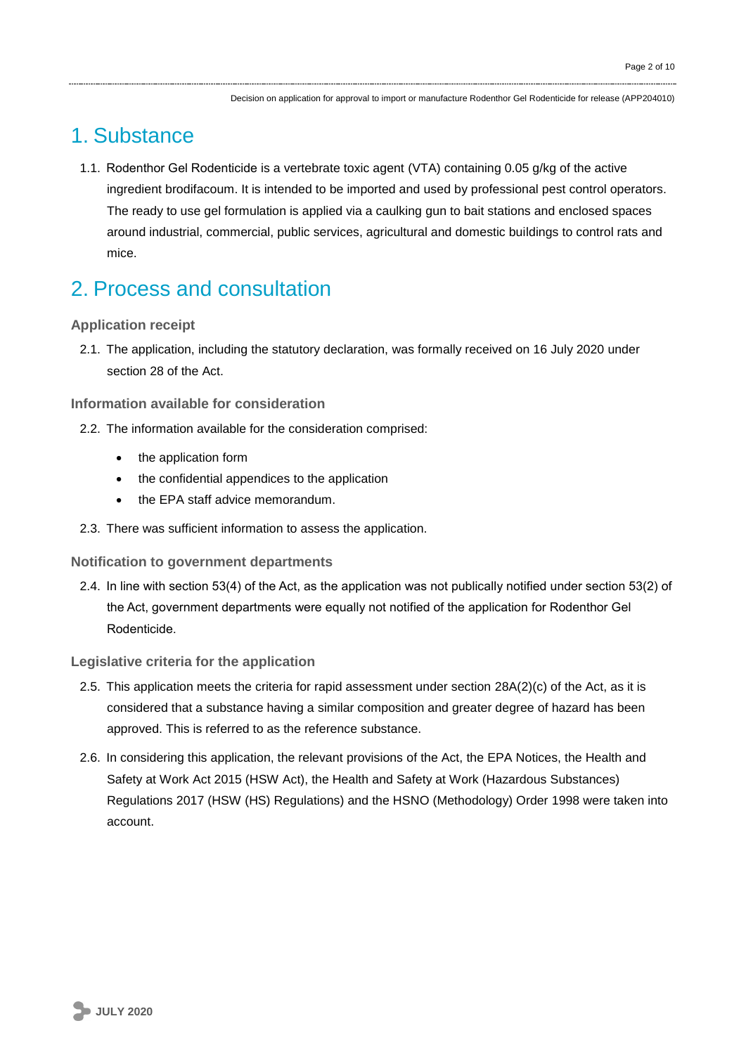# 1. Substance

1.1. Rodenthor Gel Rodenticide is a vertebrate toxic agent (VTA) containing 0.05 g/kg of the active ingredient brodifacoum. It is intended to be imported and used by professional pest control operators. The ready to use gel formulation is applied via a caulking gun to bait stations and enclosed spaces around industrial, commercial, public services, agricultural and domestic buildings to control rats and mice.

# 2. Process and consultation

### Application receipt

2.1. The application, including the statutory declaration, was formally received on 16 July 2020 under section 28 of the Act.

### Information available for consideration

2.2. The information available for the consideration comprised:

- the application form
- the confidential appendices to the application
- the EPA staff advice memorandum.

2.3. There was sufficient information to assess the application.

### Notification to government departments

2.4. In line with section 53(4) of the Act, as the application was not publically notified under section 53(2) of the Act, government departments were equally not notified of the application for Rodenthor Gel Rodenticide.

### Legislative criteria for the application

2.5. This application meets the criteria for rapid assessment under section 28A(2)(c) of the Act, as it is considered that a substance having a similar composition and greater degree of hazard has been approved. This is referred to as the reference substance.

2.6. In considering this application, the relevant provisions of the Act, the EPA Notices, the Health and Safety at Work Act 2015 (HSW Act), the Health and Safety at Work (Hazardous Substances) Regulations 2017 (HSW (HS) Regulations) and the HSNO (Methodology) Order 1998 were taken into account.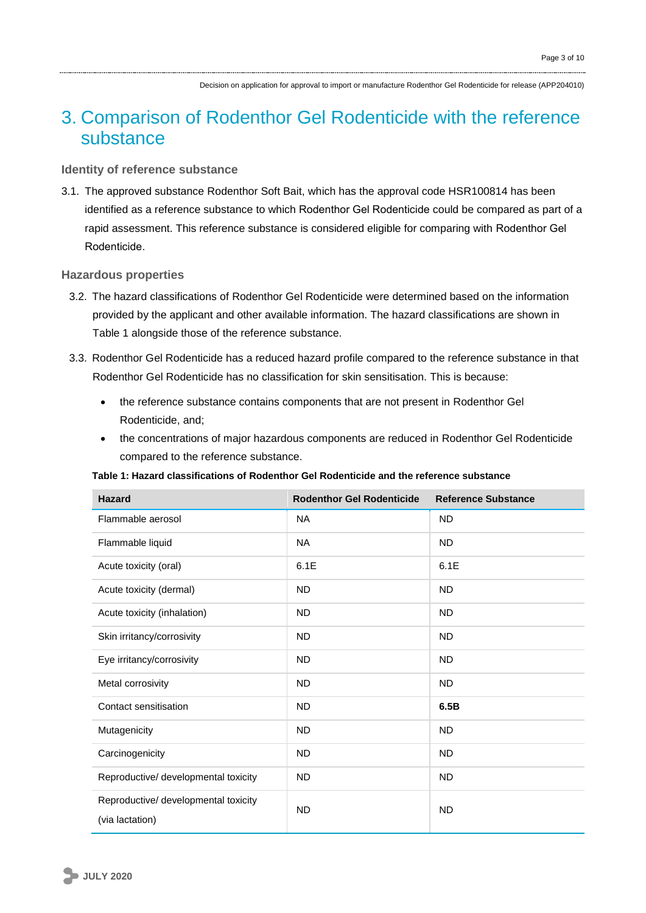# 3. Comparison of Rodenthor Gel Rodenticide with the reference substance

### Identity of reference substance

3.1. The approved substance Rodenthor Soft Bait, which has the approval code HSR100814 has been identified as a reference substance to which Rodenthor Gel Rodenticide could be compared as part of a rapid assessment. This reference substance is considered eligible for comparing with Rodenthor Gel Rodenticide.

### Hazardous properties

3.2. The hazard classifications of Rodenthor Gel Rodenticide were determined based on the information provided by the applicant and other available information. The hazard classifications are shown in Table 1 alongside those of the reference substance.

3.3. Rodenthor Gel Rodenticide has a reduced hazard profile compared to the reference substance in that Rodenthor Gel Rodenticide has no classification for skin sensitisation. This is because:

- the reference substance contains components that are not present in Rodenthor Gel Rodenticide, and;
- the concentrations of major hazardous components are reduced in Rodenthor Gel Rodenticide compared to the reference substance.

**Table 1: Hazard classifications of Rodenthor Gel Rodenticide and the reference substance**

| Hazard | Rodenthor Gel Rodenticide | Reference Substance |
|---|---|---|
| Flammable aerosol | NA | ND |
| Flammable liquid | NA | ND |
| Acute toxicity (oral) | 6.1E | 6.1E |
| Acute toxicity (dermal) | ND | ND |
| Acute toxicity (inhalation) | ND | ND |
| Skin irritancy/corrosivity | ND | ND |
| Eye irritancy/corrosivity | ND | ND |
| Metal corrosivity | ND | ND |
| Contact sensitisation | ND | **6.5B** |
| Mutagenicity | ND | ND |
| Carcinogenicity | ND | ND |
| Reproductive/ developmental toxicity | ND | ND |
| Reproductive/ developmental toxicity (via lactation) | ND | ND |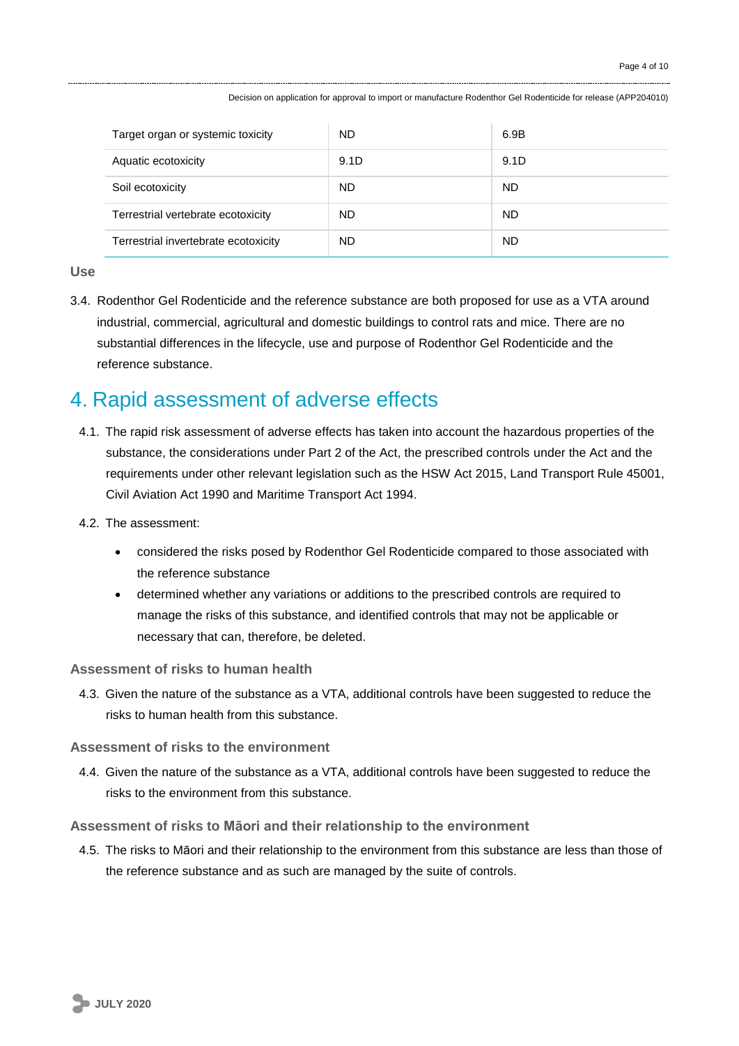| Target organ or systemic toxicity | ND | 6.9B |
|---|---|---|
| Aquatic ecotoxicity | 9.1D | 9.1D |
| Soil ecotoxicity | ND | ND |
| Terrestrial vertebrate ecotoxicity | ND | ND |
| Terrestrial invertebrate ecotoxicity | ND | ND |

### Use

3.4. Rodenthor Gel Rodenticide and the reference substance are both proposed for use as a VTA around industrial, commercial, agricultural and domestic buildings to control rats and mice. There are no substantial differences in the lifecycle, use and purpose of Rodenthor Gel Rodenticide and the reference substance.

## 4. Rapid assessment of adverse effects

4.1. The rapid risk assessment of adverse effects has taken into account the hazardous properties of the substance, the considerations under Part 2 of the Act, the prescribed controls under the Act and the requirements under other relevant legislation such as the HSW Act 2015, Land Transport Rule 45001, Civil Aviation Act 1990 and Maritime Transport Act 1994.

4.2. The assessment:

- considered the risks posed by Rodenthor Gel Rodenticide compared to those associated with the reference substance
- determined whether any variations or additions to the prescribed controls are required to manage the risks of this substance, and identified controls that may not be applicable or necessary that can, therefore, be deleted.

### Assessment of risks to human health

4.3. Given the nature of the substance as a VTA, additional controls have been suggested to reduce the risks to human health from this substance.

### Assessment of risks to the environment

4.4. Given the nature of the substance as a VTA, additional controls have been suggested to reduce the risks to the environment from this substance.

### Assessment of risks to Māori and their relationship to the environment

4.5. The risks to Māori and their relationship to the environment from this substance are less than those of the reference substance and as such are managed by the suite of controls.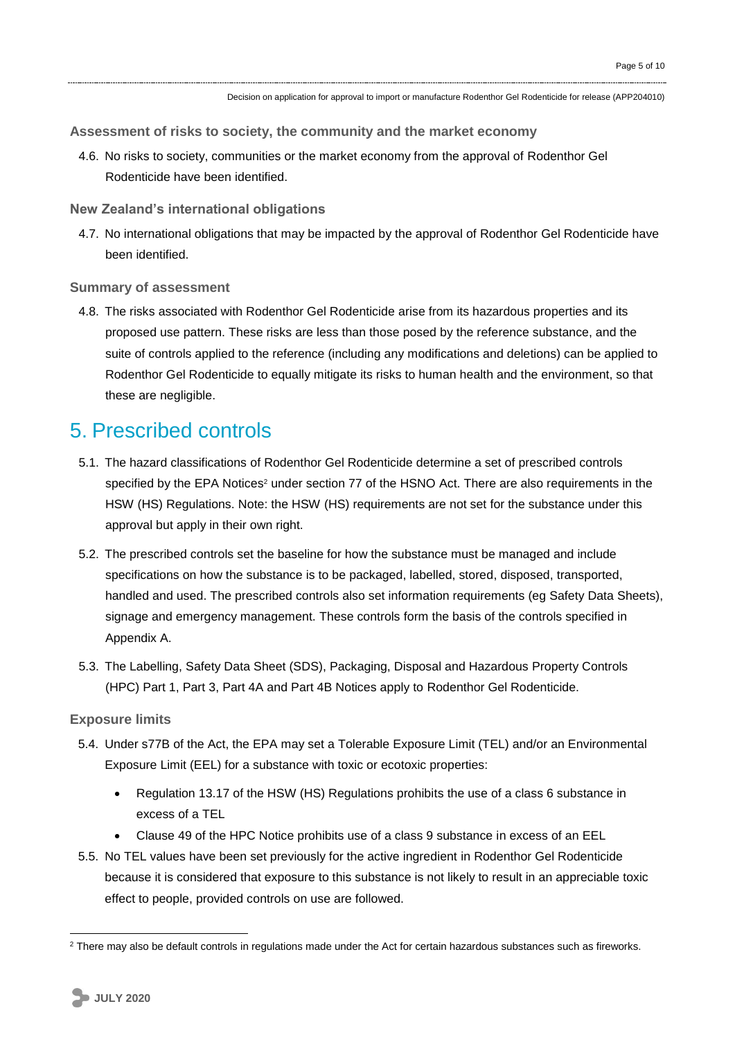### Assessment of risks to society, the community and the market economy

4.6. No risks to society, communities or the market economy from the approval of Rodenthor Gel Rodenticide have been identified.

### New Zealand's international obligations

4.7. No international obligations that may be impacted by the approval of Rodenthor Gel Rodenticide have been identified.

### Summary of assessment

4.8. The risks associated with Rodenthor Gel Rodenticide arise from its hazardous properties and its proposed use pattern. These risks are less than those posed by the reference substance, and the suite of controls applied to the reference (including any modifications and deletions) can be applied to Rodenthor Gel Rodenticide to equally mitigate its risks to human health and the environment, so that these are negligible.

## 5. Prescribed controls

5.1. The hazard classifications of Rodenthor Gel Rodenticide determine a set of prescribed controls specified by the EPA Notices[2] under section 77 of the HSNO Act. There are also requirements in the HSW (HS) Regulations. Note: the HSW (HS) requirements are not set for the substance under this approval but apply in their own right.

5.2. The prescribed controls set the baseline for how the substance must be managed and include specifications on how the substance is to be packaged, labelled, stored, disposed, transported, handled and used. The prescribed controls also set information requirements (eg Safety Data Sheets), signage and emergency management. These controls form the basis of the controls specified in Appendix A.

5.3. The Labelling, Safety Data Sheet (SDS), Packaging, Disposal and Hazardous Property Controls (HPC) Part 1, Part 3, Part 4A and Part 4B Notices apply to Rodenthor Gel Rodenticide.

### Exposure limits

5.4. Under s77B of the Act, the EPA may set a Tolerable Exposure Limit (TEL) and/or an Environmental Exposure Limit (EEL) for a substance with toxic or ecotoxic properties:

- Regulation 13.17 of the HSW (HS) Regulations prohibits the use of a class 6 substance in excess of a TEL
- Clause 49 of the HPC Notice prohibits use of a class 9 substance in excess of an EEL

5.5. No TEL values have been set previously for the active ingredient in Rodenthor Gel Rodenticide because it is considered that exposure to this substance is not likely to result in an appreciable toxic effect to people, provided controls on use are followed.

[2] There may also be default controls in regulations made under the Act for certain hazardous substances such as fireworks.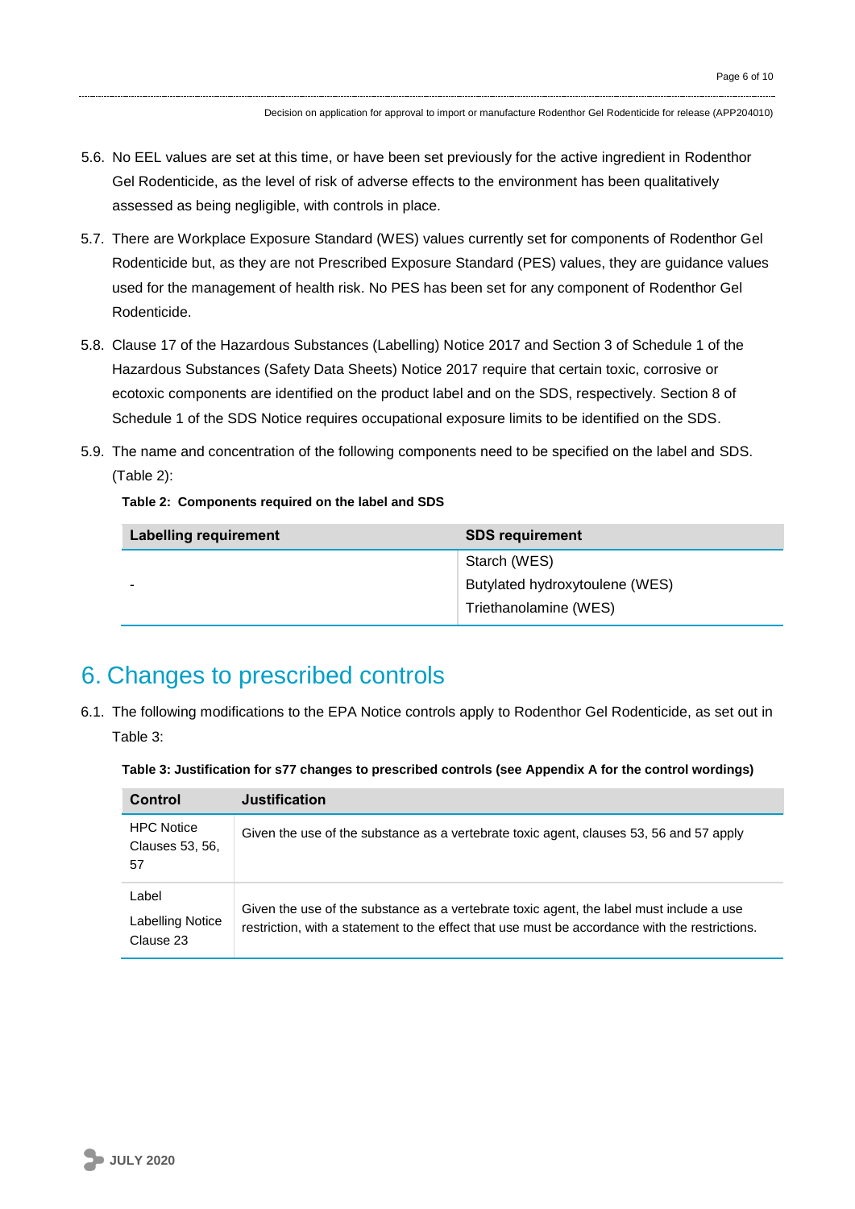5.6. No EEL values are set at this time, or have been set previously for the active ingredient in Rodenthor Gel Rodenticide, as the level of risk of adverse effects to the environment has been qualitatively assessed as being negligible, with controls in place.

5.7. There are Workplace Exposure Standard (WES) values currently set for components of Rodenthor Gel Rodenticide but, as they are not Prescribed Exposure Standard (PES) values, they are guidance values used for the management of health risk. No PES has been set for any component of Rodenthor Gel Rodenticide.

5.8. Clause 17 of the Hazardous Substances (Labelling) Notice 2017 and Section 3 of Schedule 1 of the Hazardous Substances (Safety Data Sheets) Notice 2017 require that certain toxic, corrosive or ecotoxic components are identified on the product label and on the SDS, respectively. Section 8 of Schedule 1 of the SDS Notice requires occupational exposure limits to be identified on the SDS.

5.9. The name and concentration of the following components need to be specified on the label and SDS. (Table 2):

**Table 2: Components required on the label and SDS**

| Labelling requirement | SDS requirement |
|---|---|
| - | Starch (WES)<br>Butylated hydroxytoulene (WES)<br>Triethanolamine (WES) |

# 6. Changes to prescribed controls

6.1. The following modifications to the EPA Notice controls apply to Rodenthor Gel Rodenticide, as set out in Table 3:

**Table 3: Justification for s77 changes to prescribed controls (see Appendix A for the control wordings)**

| Control | Justification |
|---|---|
| HPC Notice Clauses 53, 56, 57 | Given the use of the substance as a vertebrate toxic agent, clauses 53, 56 and 57 apply |
| Label<br>Labelling Notice Clause 23 | Given the use of the substance as a vertebrate toxic agent, the label must include a use restriction, with a statement to the effect that use must be accordance with the restrictions. |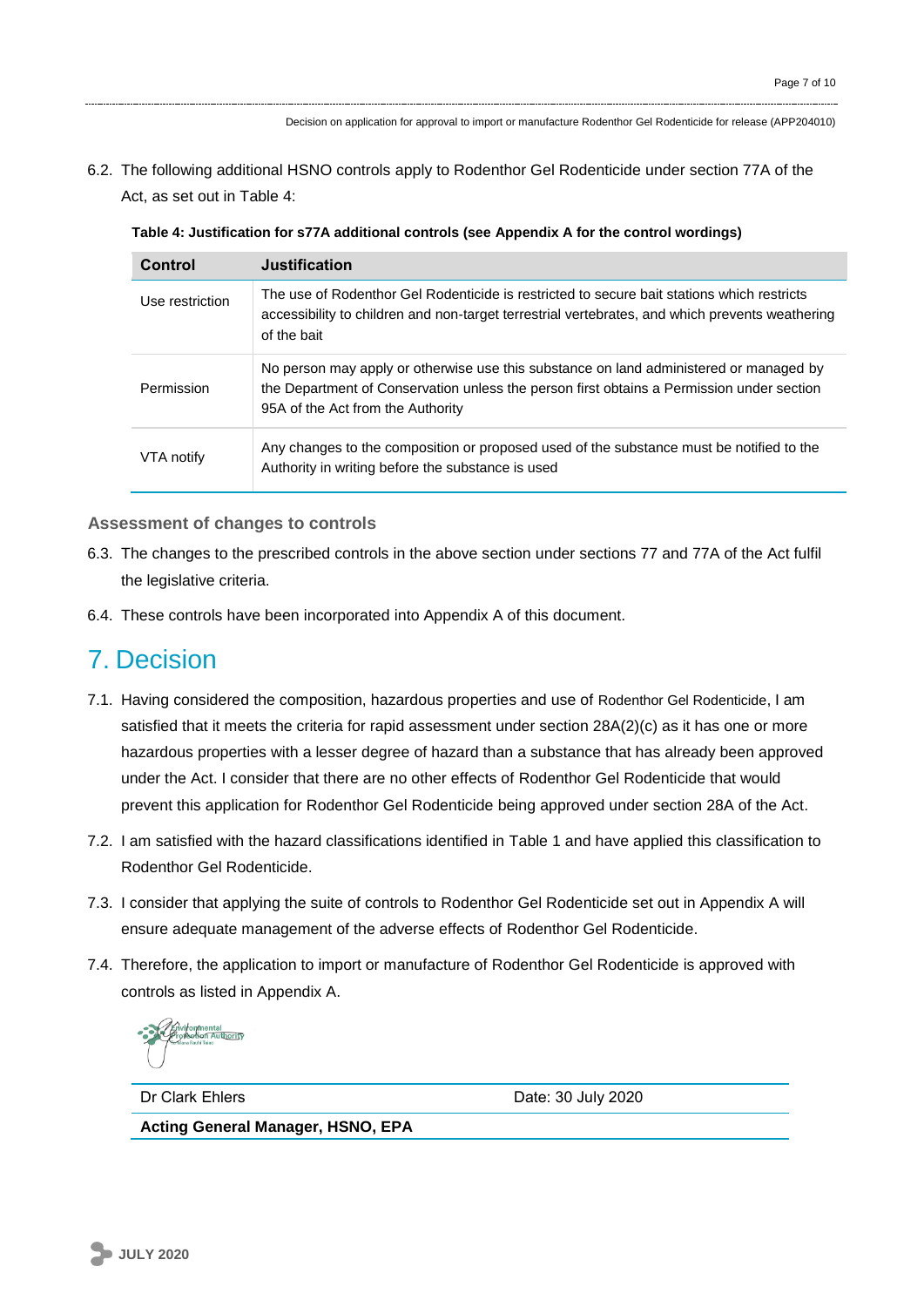6.2. The following additional HSNO controls apply to Rodenthor Gel Rodenticide under section 77A of the Act, as set out in Table 4:

**Table 4: Justification for s77A additional controls (see Appendix A for the control wordings)**

| Control | Justification |
|---|---|
| Use restriction | The use of Rodenthor Gel Rodenticide is restricted to secure bait stations which restricts accessibility to children and non-target terrestrial vertebrates, and which prevents weathering of the bait |
| Permission | No person may apply or otherwise use this substance on land administered or managed by the Department of Conservation unless the person first obtains a Permission under section 95A of the Act from the Authority |
| VTA notify | Any changes to the composition or proposed used of the substance must be notified to the Authority in writing before the substance is used |

### Assessment of changes to controls

6.3. The changes to the prescribed controls in the above section under sections 77 and 77A of the Act fulfil the legislative criteria.

6.4. These controls have been incorporated into Appendix A of this document.

## 7. Decision

7.1. Having considered the composition, hazardous properties and use of Rodenthor Gel Rodenticide, I am satisfied that it meets the criteria for rapid assessment under section 28A(2)(c) as it has one or more hazardous properties with a lesser degree of hazard than a substance that has already been approved under the Act. I consider that there are no other effects of Rodenthor Gel Rodenticide that would prevent this application for Rodenthor Gel Rodenticide being approved under section 28A of the Act.

7.2. I am satisfied with the hazard classifications identified in Table 1 and have applied this classification to Rodenthor Gel Rodenticide.

7.3. I consider that applying the suite of controls to Rodenthor Gel Rodenticide set out in Appendix A will ensure adequate management of the adverse effects of Rodenthor Gel Rodenticide.

7.4. Therefore, the application to import or manufacture of Rodenthor Gel Rodenticide is approved with controls as listed in Appendix A.

| Dr Clark Ehlers | Date: 30 July 2020 |
|---|---|
| **Acting General Manager, HSNO, EPA** | |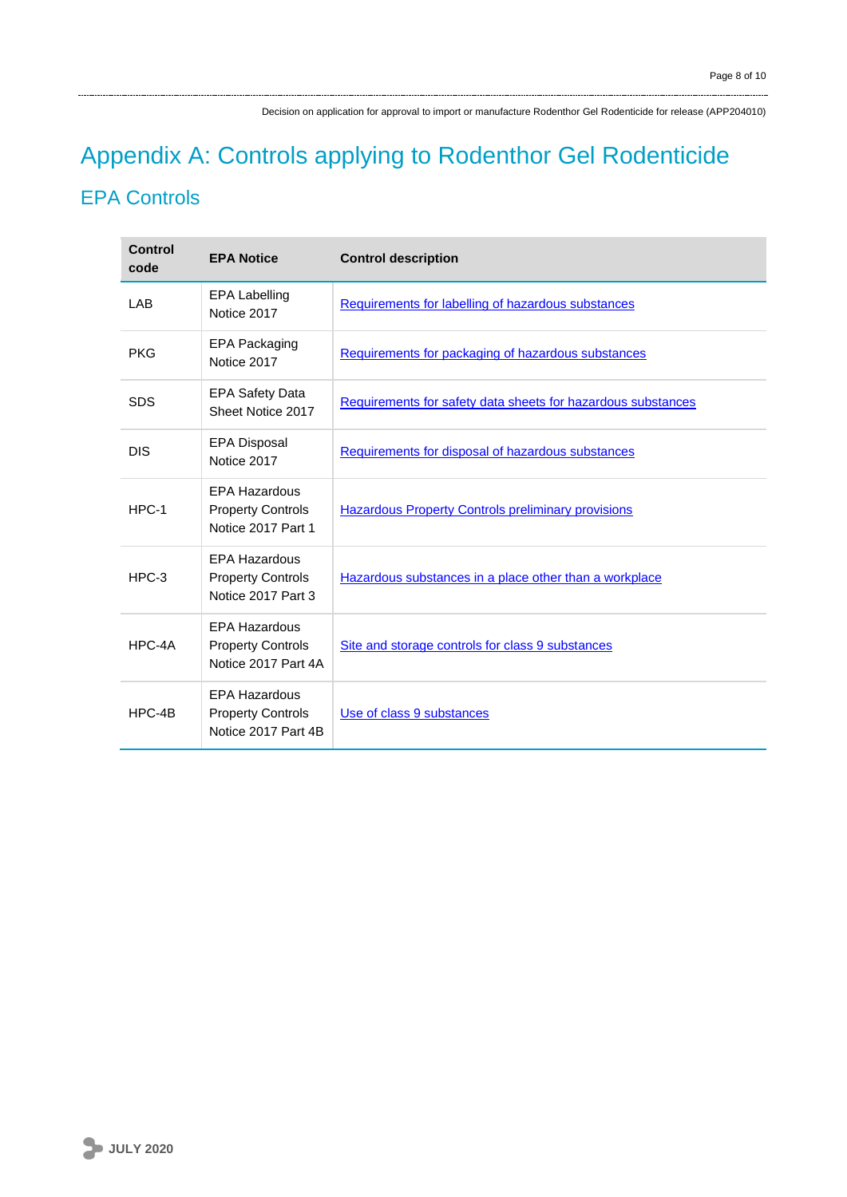# Appendix A: Controls applying to Rodenthor Gel Rodenticide

## EPA Controls

| Control code | EPA Notice | Control description |
|---|---|---|
| LAB | EPA Labelling Notice 2017 | Requirements for labelling of hazardous substances |
| PKG | EPA Packaging Notice 2017 | Requirements for packaging of hazardous substances |
| SDS | EPA Safety Data Sheet Notice 2017 | Requirements for safety data sheets for hazardous substances |
| DIS | EPA Disposal Notice 2017 | Requirements for disposal of hazardous substances |
| HPC-1 | EPA Hazardous Property Controls Notice 2017 Part 1 | Hazardous Property Controls preliminary provisions |
| HPC-3 | EPA Hazardous Property Controls Notice 2017 Part 3 | Hazardous substances in a place other than a workplace |
| HPC-4A | EPA Hazardous Property Controls Notice 2017 Part 4A | Site and storage controls for class 9 substances |
| HPC-4B | EPA Hazardous Property Controls Notice 2017 Part 4B | Use of class 9 substances |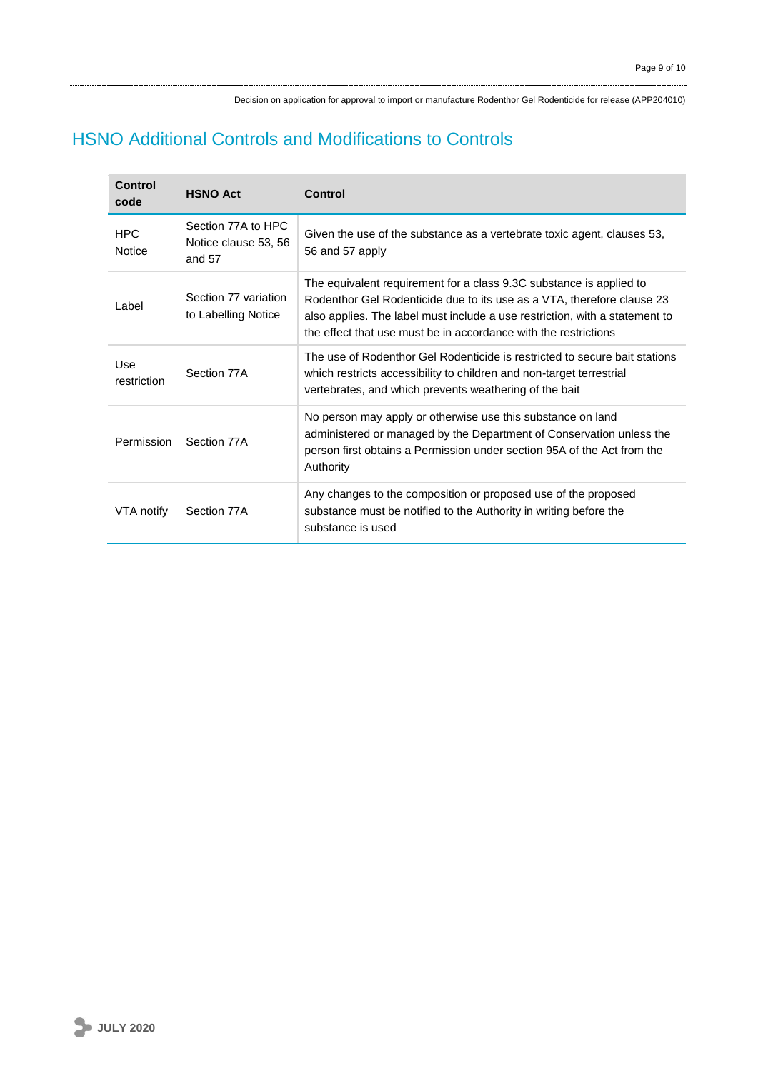# HSNO Additional Controls and Modifications to Controls

| Control code | HSNO Act | Control |
| --- | --- | --- |
| HPC Notice | Section 77A to HPC Notice clause 53, 56 and 57 | Given the use of the substance as a vertebrate toxic agent, clauses 53, 56 and 57 apply |
| Label | Section 77 variation to Labelling Notice | The equivalent requirement for a class 9.3C substance is applied to Rodenthor Gel Rodenticide due to its use as a VTA, therefore clause 23 also applies. The label must include a use restriction, with a statement to the effect that use must be in accordance with the restrictions |
| Use restriction | Section 77A | The use of Rodenthor Gel Rodenticide is restricted to secure bait stations which restricts accessibility to children and non-target terrestrial vertebrates, and which prevents weathering of the bait |
| Permission | Section 77A | No person may apply or otherwise use this substance on land administered or managed by the Department of Conservation unless the person first obtains a Permission under section 95A of the Act from the Authority |
| VTA notify | Section 77A | Any changes to the composition or proposed use of the proposed substance must be notified to the Authority in writing before the substance is used |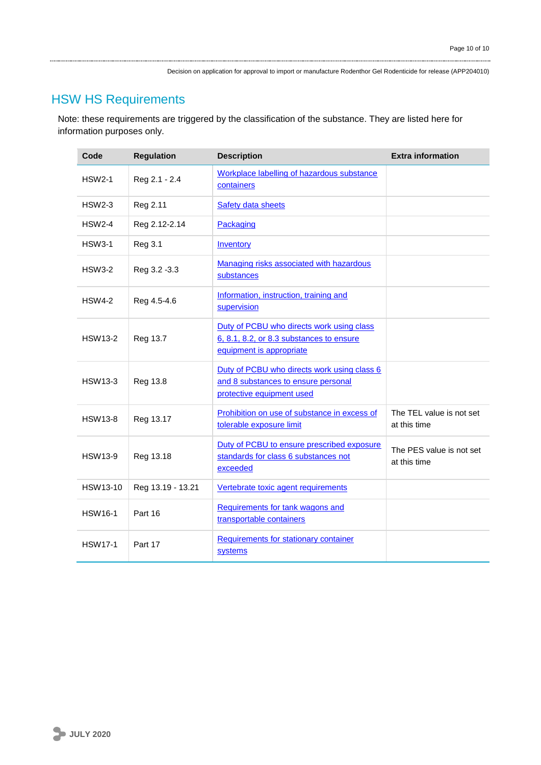## HSW HS Requirements

Note: these requirements are triggered by the classification of the substance. They are listed here for information purposes only.

| Code | Regulation | Description | Extra information |
|---|---|---|---|
| HSW2-1 | Reg 2.1 - 2.4 | Workplace labelling of hazardous substance containers | |
| HSW2-3 | Reg 2.11 | Safety data sheets | |
| HSW2-4 | Reg 2.12-2.14 | Packaging | |
| HSW3-1 | Reg 3.1 | Inventory | |
| HSW3-2 | Reg 3.2 -3.3 | Managing risks associated with hazardous substances | |
| HSW4-2 | Reg 4.5-4.6 | Information, instruction, training and supervision | |
| HSW13-2 | Reg 13.7 | Duty of PCBU who directs work using class 6, 8.1, 8.2, or 8.3 substances to ensure equipment is appropriate | |
| HSW13-3 | Reg 13.8 | Duty of PCBU who directs work using class 6 and 8 substances to ensure personal protective equipment used | |
| HSW13-8 | Reg 13.17 | Prohibition on use of substance in excess of tolerable exposure limit | The TEL value is not set at this time |
| HSW13-9 | Reg 13.18 | Duty of PCBU to ensure prescribed exposure standards for class 6 substances not exceeded | The PES value is not set at this time |
| HSW13-10 | Reg 13.19 - 13.21 | Vertebrate toxic agent requirements | |
| HSW16-1 | Part 16 | Requirements for tank wagons and transportable containers | |
| HSW17-1 | Part 17 | Requirements for stationary container systems | |